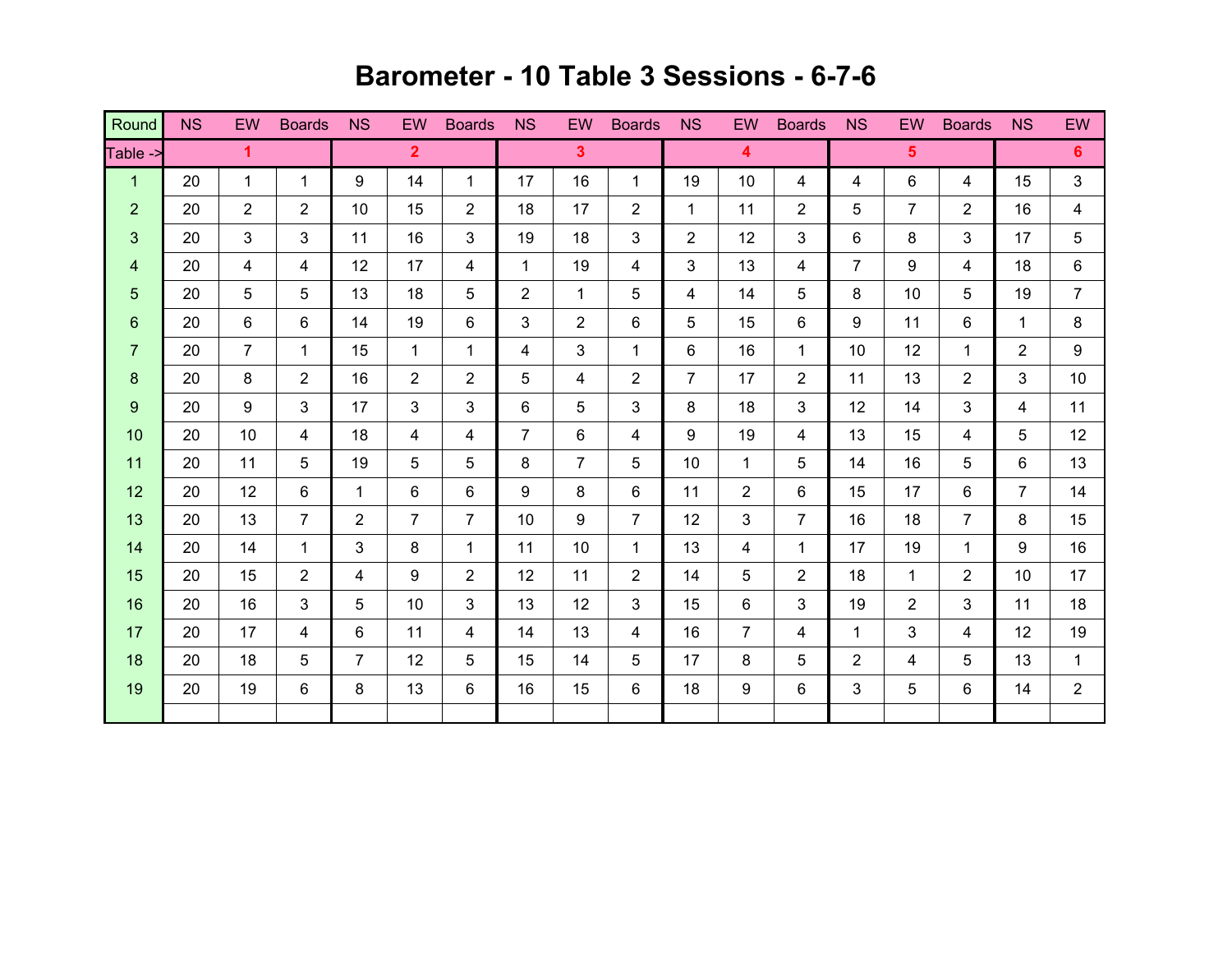# Barometer - 10 Table 3 Sessions - 6-7-6

| Round | NS | EW | Boards | NS | EW | Boards | NS | EW | Boards | NS | EW | Boards | NS | EW | Boards | NS | EW |
|---|---|---|---|---|---|---|---|---|---|---|---|---|---|---|---|---|---|
| Table -> | 1 | | | 2 | | | 3 | | | 4 | | | 5 | | | 6 | |
| 1 | 20 | 1 | 1 | 9 | 14 | 1 | 17 | 16 | 1 | 19 | 10 | 4 | 4 | 6 | 4 | 15 | 3 |
| 2 | 20 | 2 | 2 | 10 | 15 | 2 | 18 | 17 | 2 | 1 | 11 | 2 | 5 | 7 | 2 | 16 | 4 |
| 3 | 20 | 3 | 3 | 11 | 16 | 3 | 19 | 18 | 3 | 2 | 12 | 3 | 6 | 8 | 3 | 17 | 5 |
| 4 | 20 | 4 | 4 | 12 | 17 | 4 | 1 | 19 | 4 | 3 | 13 | 4 | 7 | 9 | 4 | 18 | 6 |
| 5 | 20 | 5 | 5 | 13 | 18 | 5 | 2 | 1 | 5 | 4 | 14 | 5 | 8 | 10 | 5 | 19 | 7 |
| 6 | 20 | 6 | 6 | 14 | 19 | 6 | 3 | 2 | 6 | 5 | 15 | 6 | 9 | 11 | 6 | 1 | 8 |
| 7 | 20 | 7 | 1 | 15 | 1 | 1 | 4 | 3 | 1 | 6 | 16 | 1 | 10 | 12 | 1 | 2 | 9 |
| 8 | 20 | 8 | 2 | 16 | 2 | 2 | 5 | 4 | 2 | 7 | 17 | 2 | 11 | 13 | 2 | 3 | 10 |
| 9 | 20 | 9 | 3 | 17 | 3 | 3 | 6 | 5 | 3 | 8 | 18 | 3 | 12 | 14 | 3 | 4 | 11 |
| 10 | 20 | 10 | 4 | 18 | 4 | 4 | 7 | 6 | 4 | 9 | 19 | 4 | 13 | 15 | 4 | 5 | 12 |
| 11 | 20 | 11 | 5 | 19 | 5 | 5 | 8 | 7 | 5 | 10 | 1 | 5 | 14 | 16 | 5 | 6 | 13 |
| 12 | 20 | 12 | 6 | 1 | 6 | 6 | 9 | 8 | 6 | 11 | 2 | 6 | 15 | 17 | 6 | 7 | 14 |
| 13 | 20 | 13 | 7 | 2 | 7 | 7 | 10 | 9 | 7 | 12 | 3 | 7 | 16 | 18 | 7 | 8 | 15 |
| 14 | 20 | 14 | 1 | 3 | 8 | 1 | 11 | 10 | 1 | 13 | 4 | 1 | 17 | 19 | 1 | 9 | 16 |
| 15 | 20 | 15 | 2 | 4 | 9 | 2 | 12 | 11 | 2 | 14 | 5 | 2 | 18 | 1 | 2 | 10 | 17 |
| 16 | 20 | 16 | 3 | 5 | 10 | 3 | 13 | 12 | 3 | 15 | 6 | 3 | 19 | 2 | 3 | 11 | 18 |
| 17 | 20 | 17 | 4 | 6 | 11 | 4 | 14 | 13 | 4 | 16 | 7 | 4 | 1 | 3 | 4 | 12 | 19 |
| 18 | 20 | 18 | 5 | 7 | 12 | 5 | 15 | 14 | 5 | 17 | 8 | 5 | 2 | 4 | 5 | 13 | 1 |
| 19 | 20 | 19 | 6 | 8 | 13 | 6 | 16 | 15 | 6 | 18 | 9 | 6 | 3 | 5 | 6 | 14 | 2 |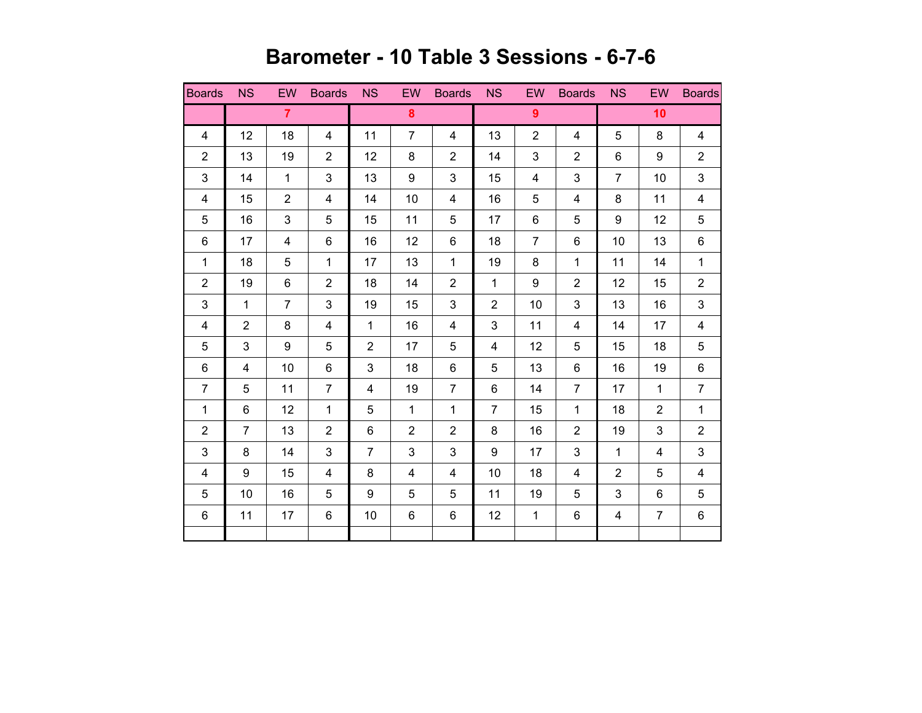# Barometer - 10 Table 3 Sessions - 6-7-6

| Boards | NS | EW | Boards | NS | EW | Boards | NS | EW | Boards | NS | EW | Boards |
|---|---|---|---|---|---|---|---|---|---|---|---|---|
| | 7 | | | 8 | | | 9 | | | 10 | | |
| 4 | 12 | 18 | 4 | 11 | 7 | 4 | 13 | 2 | 4 | 5 | 8 | 4 |
| 2 | 13 | 19 | 2 | 12 | 8 | 2 | 14 | 3 | 2 | 6 | 9 | 2 |
| 3 | 14 | 1 | 3 | 13 | 9 | 3 | 15 | 4 | 3 | 7 | 10 | 3 |
| 4 | 15 | 2 | 4 | 14 | 10 | 4 | 16 | 5 | 4 | 8 | 11 | 4 |
| 5 | 16 | 3 | 5 | 15 | 11 | 5 | 17 | 6 | 5 | 9 | 12 | 5 |
| 6 | 17 | 4 | 6 | 16 | 12 | 6 | 18 | 7 | 6 | 10 | 13 | 6 |
| 1 | 18 | 5 | 1 | 17 | 13 | 1 | 19 | 8 | 1 | 11 | 14 | 1 |
| 2 | 19 | 6 | 2 | 18 | 14 | 2 | 1 | 9 | 2 | 12 | 15 | 2 |
| 3 | 1 | 7 | 3 | 19 | 15 | 3 | 2 | 10 | 3 | 13 | 16 | 3 |
| 4 | 2 | 8 | 4 | 1 | 16 | 4 | 3 | 11 | 4 | 14 | 17 | 4 |
| 5 | 3 | 9 | 5 | 2 | 17 | 5 | 4 | 12 | 5 | 15 | 18 | 5 |
| 6 | 4 | 10 | 6 | 3 | 18 | 6 | 5 | 13 | 6 | 16 | 19 | 6 |
| 7 | 5 | 11 | 7 | 4 | 19 | 7 | 6 | 14 | 7 | 17 | 1 | 7 |
| 1 | 6 | 12 | 1 | 5 | 1 | 1 | 7 | 15 | 1 | 18 | 2 | 1 |
| 2 | 7 | 13 | 2 | 6 | 2 | 2 | 8 | 16 | 2 | 19 | 3 | 2 |
| 3 | 8 | 14 | 3 | 7 | 3 | 3 | 9 | 17 | 3 | 1 | 4 | 3 |
| 4 | 9 | 15 | 4 | 8 | 4 | 4 | 10 | 18 | 4 | 2 | 5 | 4 |
| 5 | 10 | 16 | 5 | 9 | 5 | 5 | 11 | 19 | 5 | 3 | 6 | 5 |
| 6 | 11 | 17 | 6 | 10 | 6 | 6 | 12 | 1 | 6 | 4 | 7 | 6 |
| | | | | | | | | | | | | |